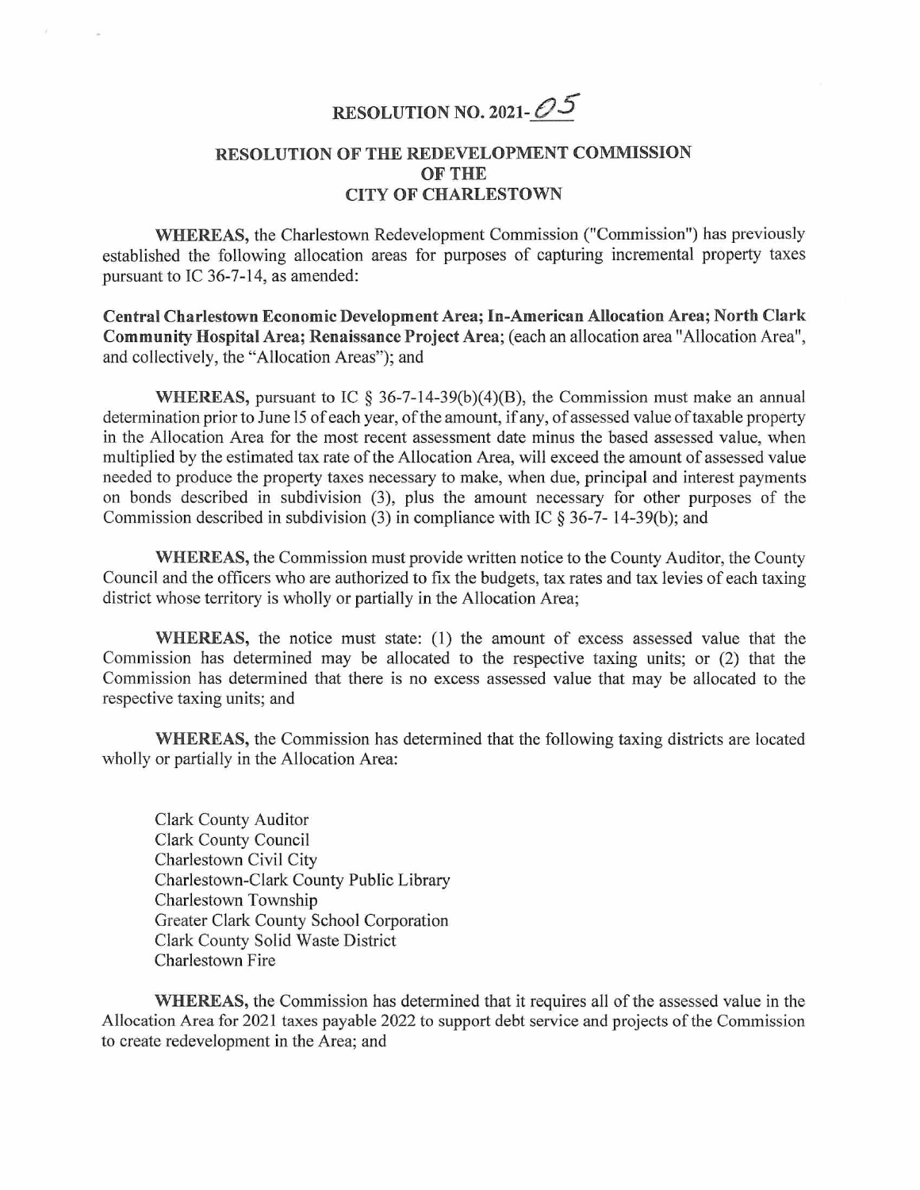# RESOLUTION NO. 2021-05

## RESOLUTION OF THE REDEVELOPMENT COMMISSION OF THE CITY OF CHARLESTOWN

**WHEREAS,** the Charlestown Redevelopment Commission ("Commission") has previously established the following allocation areas for purposes of capturing incremental property taxes pursuant to IC 36-7-14, as amended:

**Central Charlestown Economic Development Area; In-American Allocation Area; North Clark Community Hospital Area; Renaissance Project Area;** (each an allocation area "Allocation Area", and collectively, the "Allocation Areas"); and

**WHEREAS,** pursuant to IC § 36-7-14-39(b)(4)(B), the Commission must make an annual determination prior to June 15 of each year, of the amount, if any, of assessed value of taxable property in the Allocation Area for the most recent assessment date minus the based assessed value, when multiplied by the estimated tax rate of the Allocation Area, will exceed the amount of assessed value needed to produce the property taxes necessary to make, when due, principal and interest payments on bonds described in subdivision (3), plus the amount necessary for other purposes of the Commission described in subdivision (3) in compliance with IC § 36-7- 14-39(b); and

**WHEREAS,** the Commission must provide written notice to the County Auditor, the County Council and the officers who are authorized to fix the budgets, tax rates and tax levies of each taxing district whose territory is wholly or partially in the Allocation Area;

**WHEREAS,** the notice must state: (1) the amount of excess assessed value that the Commission has determined may be allocated to the respective taxing units; or (2) that the Commission has determined that there is no excess assessed value that may be allocated to the respective taxing units; and

**WHEREAS,** the Commission has determined that the following taxing districts are located wholly or partially in the Allocation Area:

Clark County Auditor
Clark County Council
Charlestown Civil City
Charlestown-Clark County Public Library
Charlestown Township
Greater Clark County School Corporation
Clark County Solid Waste District
Charlestown Fire

**WHEREAS,** the Commission has determined that it requires all of the assessed value in the Allocation Area for 2021 taxes payable 2022 to support debt service and projects of the Commission to create redevelopment in the Area; and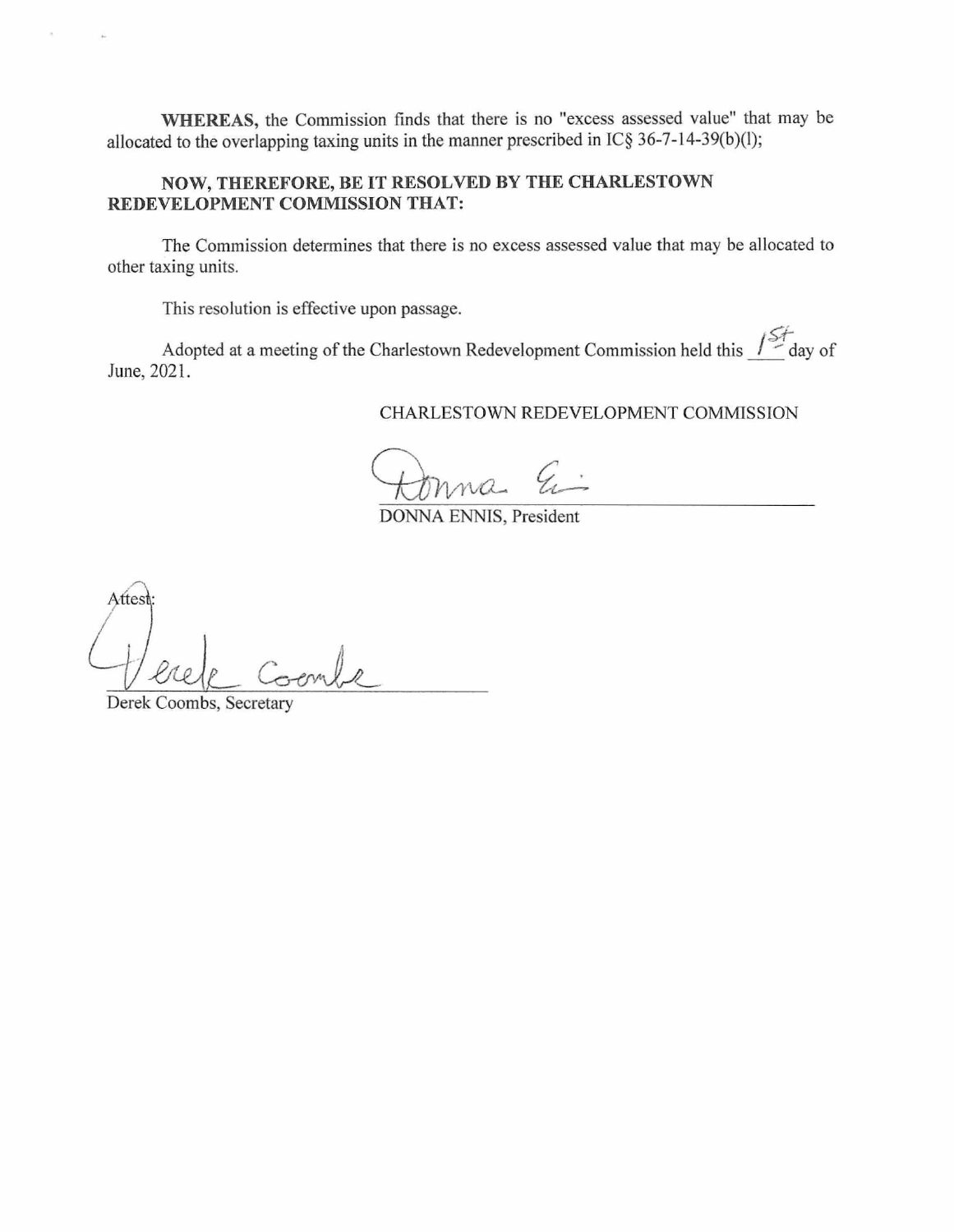**WHEREAS,** the Commission finds that there is no "excess assessed value" that may be allocated to the overlapping taxing units in the manner prescribed in IC§ 36-7-14-39(b)(1);

**NOW, THEREFORE, BE IT RESOLVED BY THE CHARLESTOWN REDEVELOPMENT COMMISSION THAT:**

The Commission determines that there is no excess assessed value that may be allocated to other taxing units.

This resolution is effective upon passage.

Adopted at a meeting of the Charlestown Redevelopment Commission held this 1st day of June, 2021.

CHARLESTOWN REDEVELOPMENT COMMISSION

Donna Ennis

DONNA ENNIS, President

Attest:

Derek Coombs

Derek Coombs, Secretary